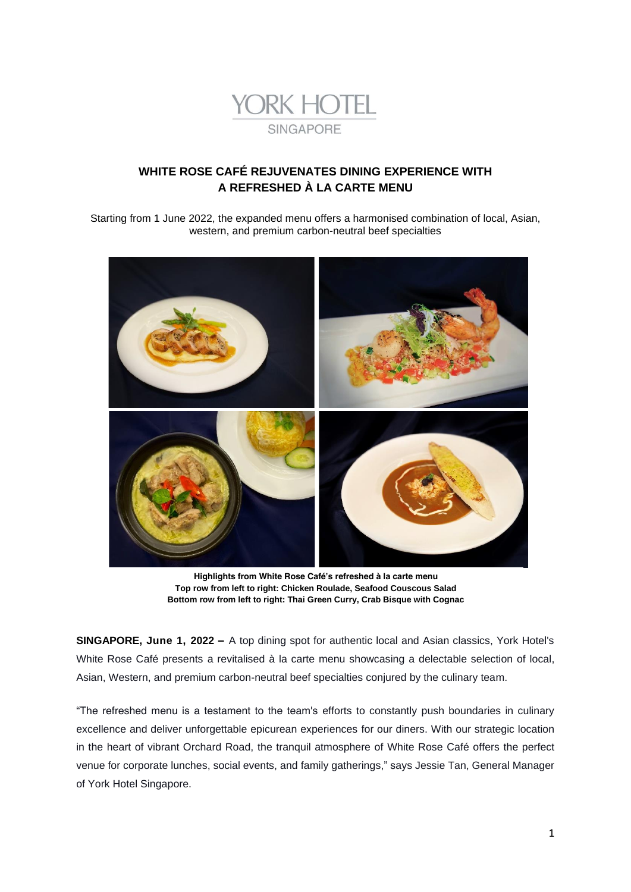YORK HOTEL
SINGAPORE

# WHITE ROSE CAFÉ REJUVENATES DINING EXPERIENCE WITH A REFRESHED À LA CARTE MENU

Starting from 1 June 2022, the expanded menu offers a harmonised combination of local, Asian, western, and premium carbon-neutral beef specialties

**Highlights from White Rose Café's refreshed à la carte menu**
**Top row from left to right: Chicken Roulade, Seafood Couscous Salad**
**Bottom row from left to right: Thai Green Curry, Crab Bisque with Cognac**

**SINGAPORE, June 1, 2022 –** A top dining spot for authentic local and Asian classics, York Hotel's White Rose Café presents a revitalised à la carte menu showcasing a delectable selection of local, Asian, Western, and premium carbon-neutral beef specialties conjured by the culinary team.

"The refreshed menu is a testament to the team's efforts to constantly push boundaries in culinary excellence and deliver unforgettable epicurean experiences for our diners. With our strategic location in the heart of vibrant Orchard Road, the tranquil atmosphere of White Rose Café offers the perfect venue for corporate lunches, social events, and family gatherings," says Jessie Tan, General Manager of York Hotel Singapore.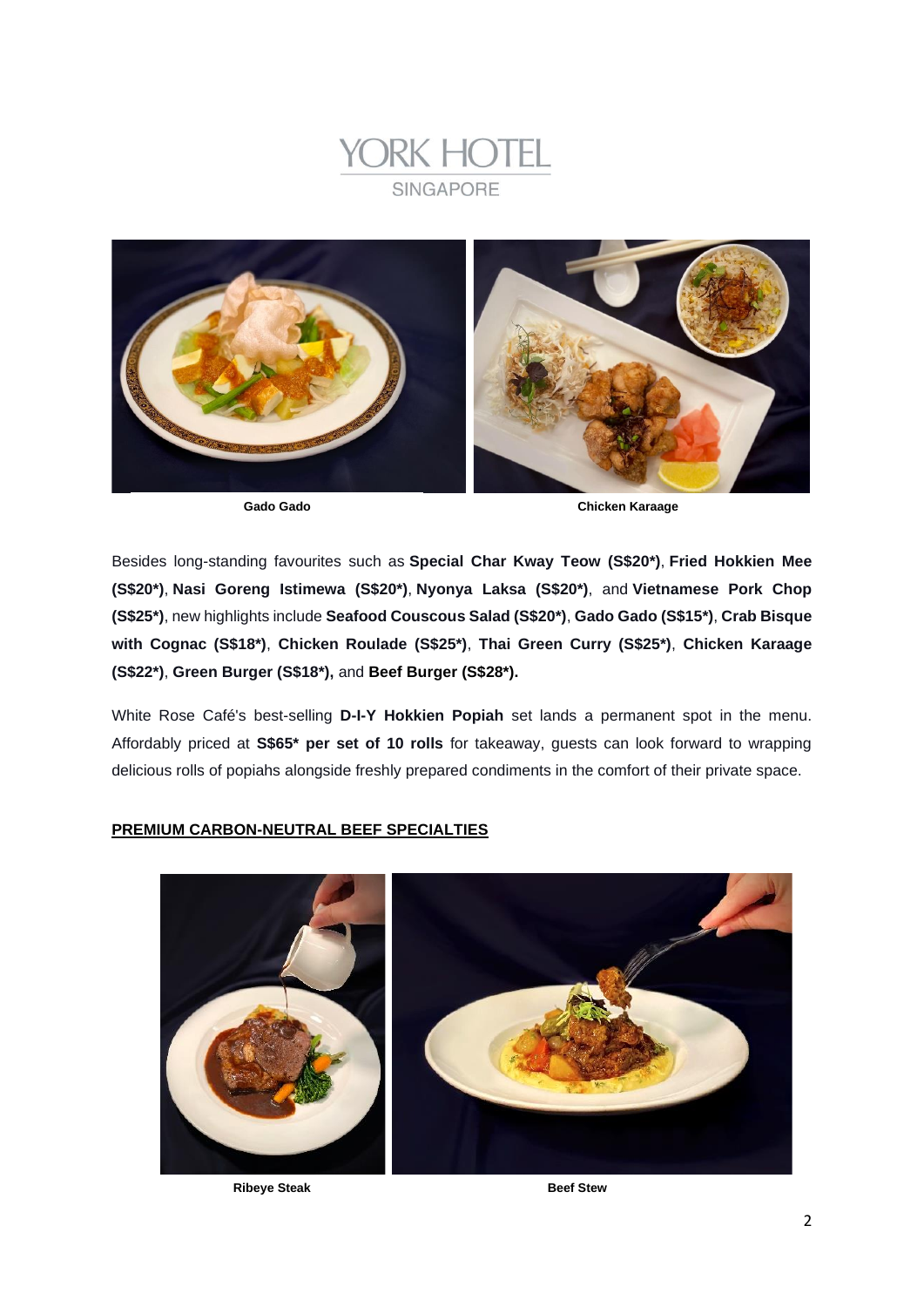Gado Gado

Chicken Karaage

Besides long-standing favourites such as **Special Char Kway Teow (S$20*)**, **Fried Hokkien Mee (S$20*)**, **Nasi Goreng Istimewa (S$20*)**, **Nyonya Laksa (S$20*)**, and **Vietnamese Pork Chop (S$25*)**, new highlights include **Seafood Couscous Salad (S$20*)**, **Gado Gado (S$15*)**, **Crab Bisque with Cognac (S$18*)**, **Chicken Roulade (S$25*)**, **Thai Green Curry (S$25*)**, **Chicken Karaage (S$22*)**, **Green Burger (S$18*),** and **Beef Burger (S$28*).**

White Rose Café's best-selling **D-I-Y Hokkien Popiah** set lands a permanent spot in the menu. Affordably priced at **S$65* per set of 10 rolls** for takeaway, guests can look forward to wrapping delicious rolls of popiahs alongside freshly prepared condiments in the comfort of their private space.

**PREMIUM CARBON-NEUTRAL BEEF SPECIALTIES**

Ribeye Steak

Beef Stew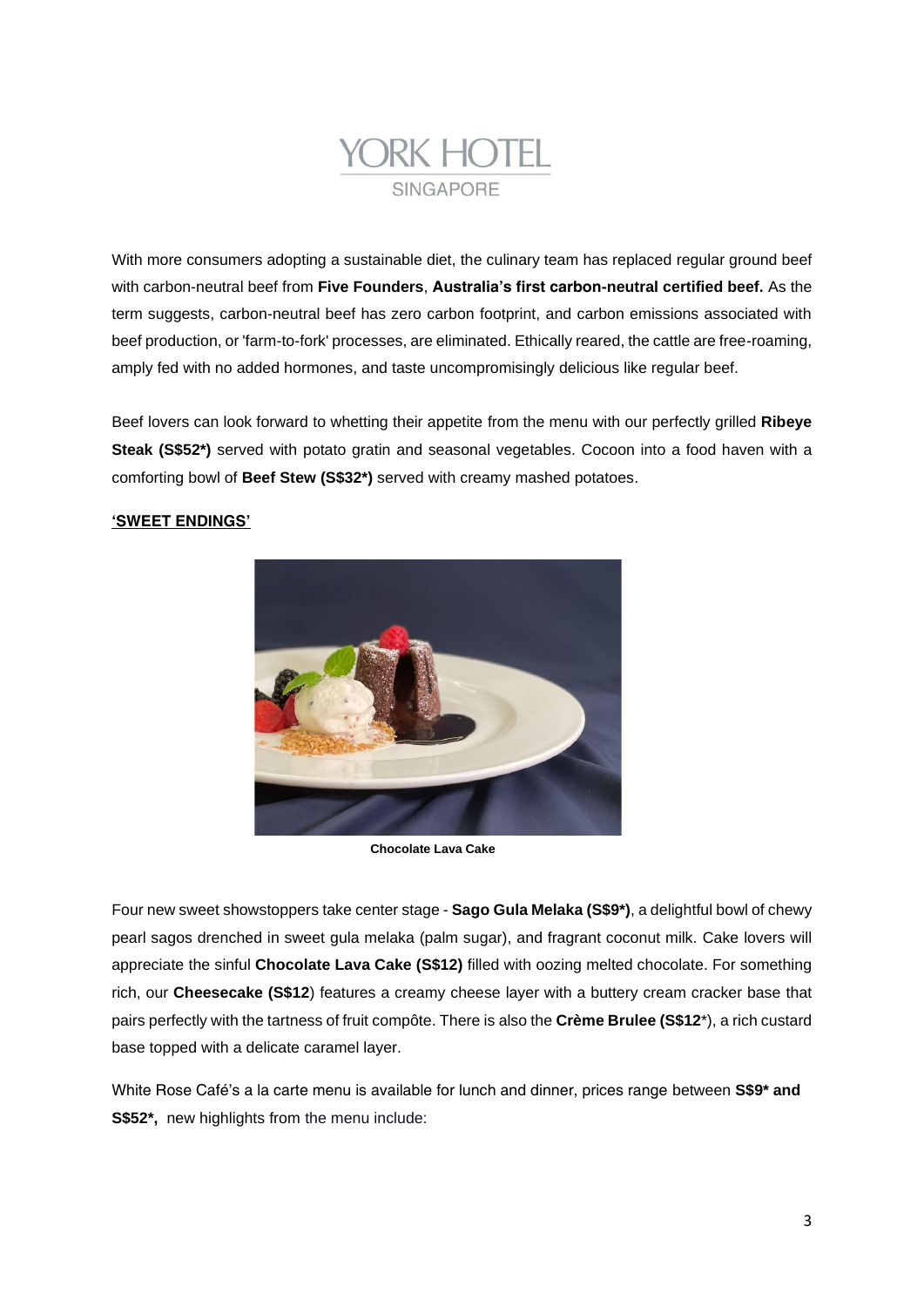With more consumers adopting a sustainable diet, the culinary team has replaced regular ground beef with carbon-neutral beef from **Five Founders**, **Australia's first carbon-neutral certified beef.** As the term suggests, carbon-neutral beef has zero carbon footprint, and carbon emissions associated with beef production, or 'farm-to-fork' processes, are eliminated. Ethically reared, the cattle are free-roaming, amply fed with no added hormones, and taste uncompromisingly delicious like regular beef.

Beef lovers can look forward to whetting their appetite from the menu with our perfectly grilled **Ribeye Steak (S$52*)** served with potato gratin and seasonal vegetables. Cocoon into a food haven with a comforting bowl of **Beef Stew (S$32*)** served with creamy mashed potatoes.

**'SWEET ENDINGS'**

**Chocolate Lava Cake**

Four new sweet showstoppers take center stage - **Sago Gula Melaka (S$9*)**, a delightful bowl of chewy pearl sagos drenched in sweet gula melaka (palm sugar), and fragrant coconut milk. Cake lovers will appreciate the sinful **Chocolate Lava Cake (S$12)** filled with oozing melted chocolate. For something rich, our **Cheesecake (S$12**) features a creamy cheese layer with a buttery cream cracker base that pairs perfectly with the tartness of fruit compôte. There is also the **Crème Brulee (S$12***), a rich custard base topped with a delicate caramel layer.

White Rose Café's a la carte menu is available for lunch and dinner, prices range between **S$9* and S$52*,** new highlights from the menu include: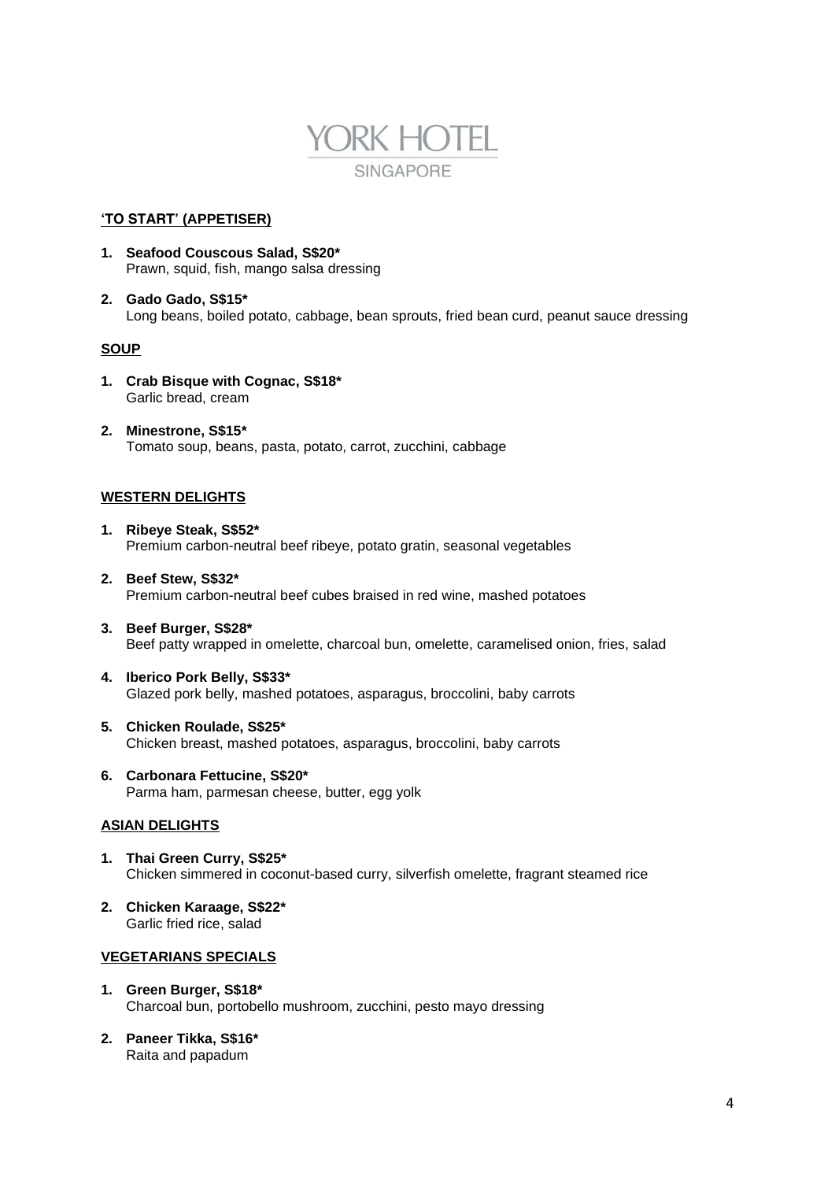# YORK HOTEL
SINGAPORE

## 'TO START' (APPETISER)

1. **Seafood Couscous Salad, S$20***
   Prawn, squid, fish, mango salsa dressing

2. **Gado Gado, S$15***
   Long beans, boiled potato, cabbage, bean sprouts, fried bean curd, peanut sauce dressing

## SOUP

1. **Crab Bisque with Cognac, S$18***
   Garlic bread, cream

2. **Minestrone, S$15***
   Tomato soup, beans, pasta, potato, carrot, zucchini, cabbage

## WESTERN DELIGHTS

1. **Ribeye Steak, S$52***
   Premium carbon-neutral beef ribeye, potato gratin, seasonal vegetables

2. **Beef Stew, S$32***
   Premium carbon-neutral beef cubes braised in red wine, mashed potatoes

3. **Beef Burger, S$28***
   Beef patty wrapped in omelette, charcoal bun, omelette, caramelised onion, fries, salad

4. **Iberico Pork Belly, S$33***
   Glazed pork belly, mashed potatoes, asparagus, broccolini, baby carrots

5. **Chicken Roulade, S$25***
   Chicken breast, mashed potatoes, asparagus, broccolini, baby carrots

6. **Carbonara Fettucine, S$20***
   Parma ham, parmesan cheese, butter, egg yolk

## ASIAN DELIGHTS

1. **Thai Green Curry, S$25***
   Chicken simmered in coconut-based curry, silverfish omelette, fragrant steamed rice

2. **Chicken Karaage, S$22***
   Garlic fried rice, salad

## VEGETARIANS SPECIALS

1. **Green Burger, S$18***
   Charcoal bun, portobello mushroom, zucchini, pesto mayo dressing

2. **Paneer Tikka, S$16***
   Raita and papadum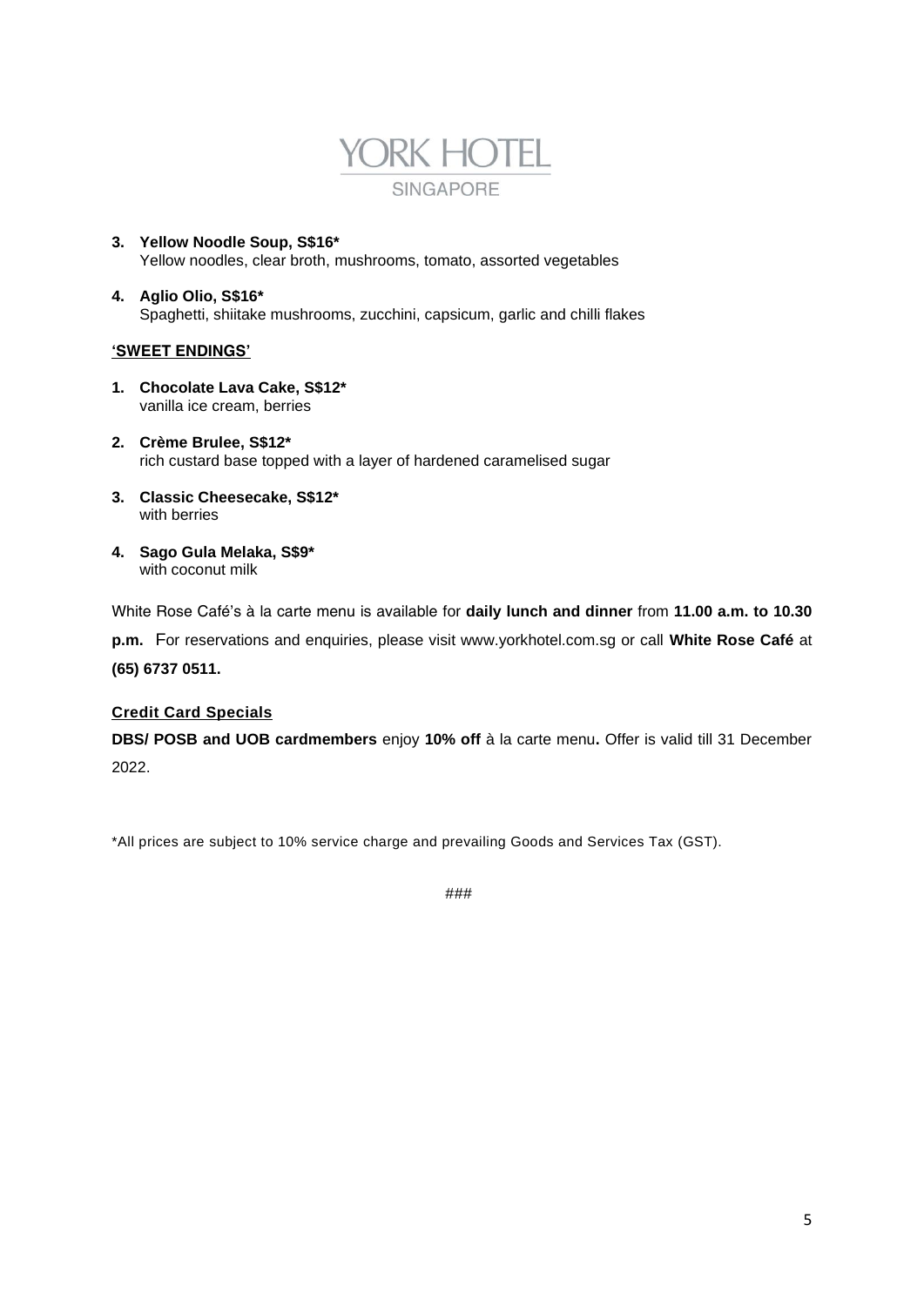3. **Yellow Noodle Soup, S$16***
   Yellow noodles, clear broth, mushrooms, tomato, assorted vegetables

4. **Aglio Olio, S$16***
   Spaghetti, shiitake mushrooms, zucchini, capsicum, garlic and chilli flakes

**'SWEET ENDINGS'**

1. **Chocolate Lava Cake, S$12***
   vanilla ice cream, berries

2. **Crème Brulee, S$12***
   rich custard base topped with a layer of hardened caramelised sugar

3. **Classic Cheesecake, S$12***
   with berries

4. **Sago Gula Melaka, S$9***
   with coconut milk

White Rose Café's à la carte menu is available for **daily lunch and dinner** from **11.00 a.m. to 10.30 p.m.** For reservations and enquiries, please visit www.yorkhotel.com.sg or call **White Rose Café** at **(65) 6737 0511.**

**Credit Card Specials**

**DBS/ POSB and UOB cardmembers** enjoy **10% off** à la carte menu**.** Offer is valid till 31 December 2022.

*All prices are subject to 10% service charge and prevailing Goods and Services Tax (GST).

###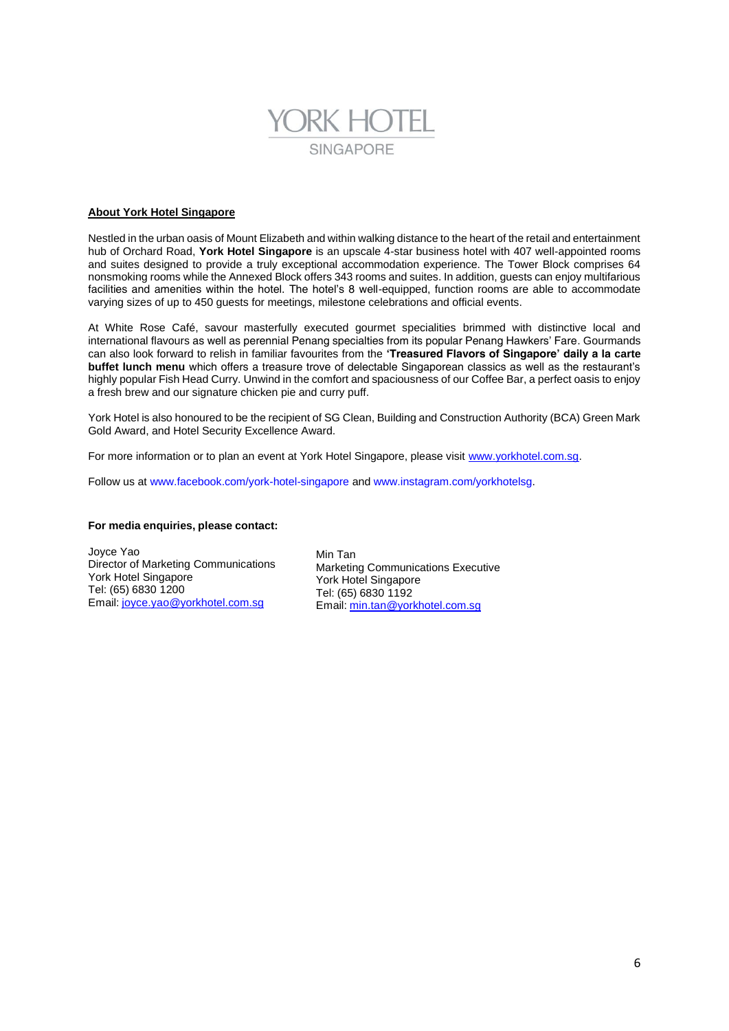YORK HOTEL

SINGAPORE

**About York Hotel Singapore**

Nestled in the urban oasis of Mount Elizabeth and within walking distance to the heart of the retail and entertainment hub of Orchard Road, **York Hotel Singapore** is an upscale 4-star business hotel with 407 well-appointed rooms and suites designed to provide a truly exceptional accommodation experience. The Tower Block comprises 64 nonsmoking rooms while the Annexed Block offers 343 rooms and suites. In addition, guests can enjoy multifarious facilities and amenities within the hotel. The hotel's 8 well-equipped, function rooms are able to accommodate varying sizes of up to 450 guests for meetings, milestone celebrations and official events.

At White Rose Café, savour masterfully executed gourmet specialities brimmed with distinctive local and international flavours as well as perennial Penang specialties from its popular Penang Hawkers' Fare. Gourmands can also look forward to relish in familiar favourites from the **'Treasured Flavors of Singapore' daily a la carte buffet lunch menu** which offers a treasure trove of delectable Singaporean classics as well as the restaurant's highly popular Fish Head Curry. Unwind in the comfort and spaciousness of our Coffee Bar, a perfect oasis to enjoy a fresh brew and our signature chicken pie and curry puff.

York Hotel is also honoured to be the recipient of SG Clean, Building and Construction Authority (BCA) Green Mark Gold Award, and Hotel Security Excellence Award.

For more information or to plan an event at York Hotel Singapore, please visit www.yorkhotel.com.sg.

Follow us at www.facebook.com/york-hotel-singapore and www.instagram.com/yorkhotelsg.

**For media enquiries, please contact:**

Joyce Yao
Director of Marketing Communications
York Hotel Singapore
Tel: (65) 6830 1200
Email: joyce.yao@yorkhotel.com.sg

Min Tan
Marketing Communications Executive
York Hotel Singapore
Tel: (65) 6830 1192
Email: min.tan@yorkhotel.com.sg